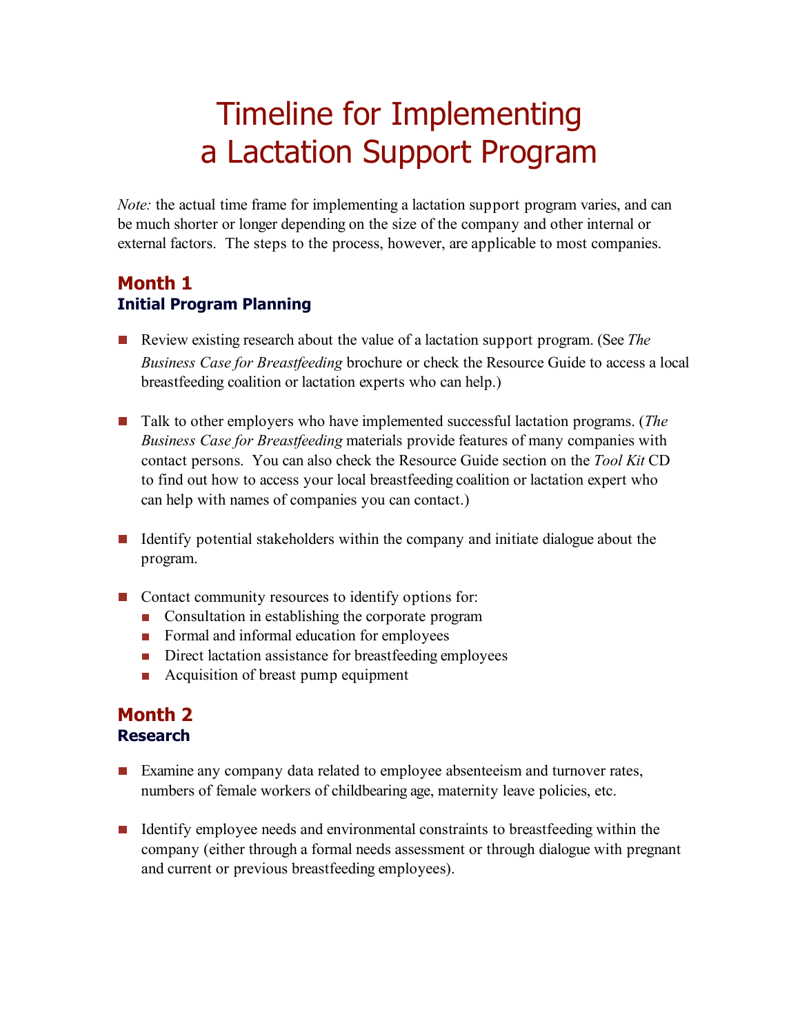# Timeline for Implementing a Lactation Support Program

*Note:* the actual time frame for implementing a lactation support program varies, and can be much shorter or longer depending on the size of the company and other internal or external factors. The steps to the process, however, are applicable to most companies.

## Month 1
### Initial Program Planning

- Review existing research about the value of a lactation support program. (See *The Business Case for Breastfeeding* brochure or check the Resource Guide to access a local breastfeeding coalition or lactation experts who can help.)

- Talk to other employers who have implemented successful lactation programs. (*The Business Case for Breastfeeding* materials provide features of many companies with contact persons. You can also check the Resource Guide section on the *Tool Kit* CD to find out how to access your local breastfeeding coalition or lactation expert who can help with names of companies you can contact.)

- Identify potential stakeholders within the company and initiate dialogue about the program.

- Contact community resources to identify options for:
  - Consultation in establishing the corporate program
  - Formal and informal education for employees
  - Direct lactation assistance for breastfeeding employees
  - Acquisition of breast pump equipment

## Month 2
### Research

- Examine any company data related to employee absenteeism and turnover rates, numbers of female workers of childbearing age, maternity leave policies, etc.

- Identify employee needs and environmental constraints to breastfeeding within the company (either through a formal needs assessment or through dialogue with pregnant and current or previous breastfeeding employees).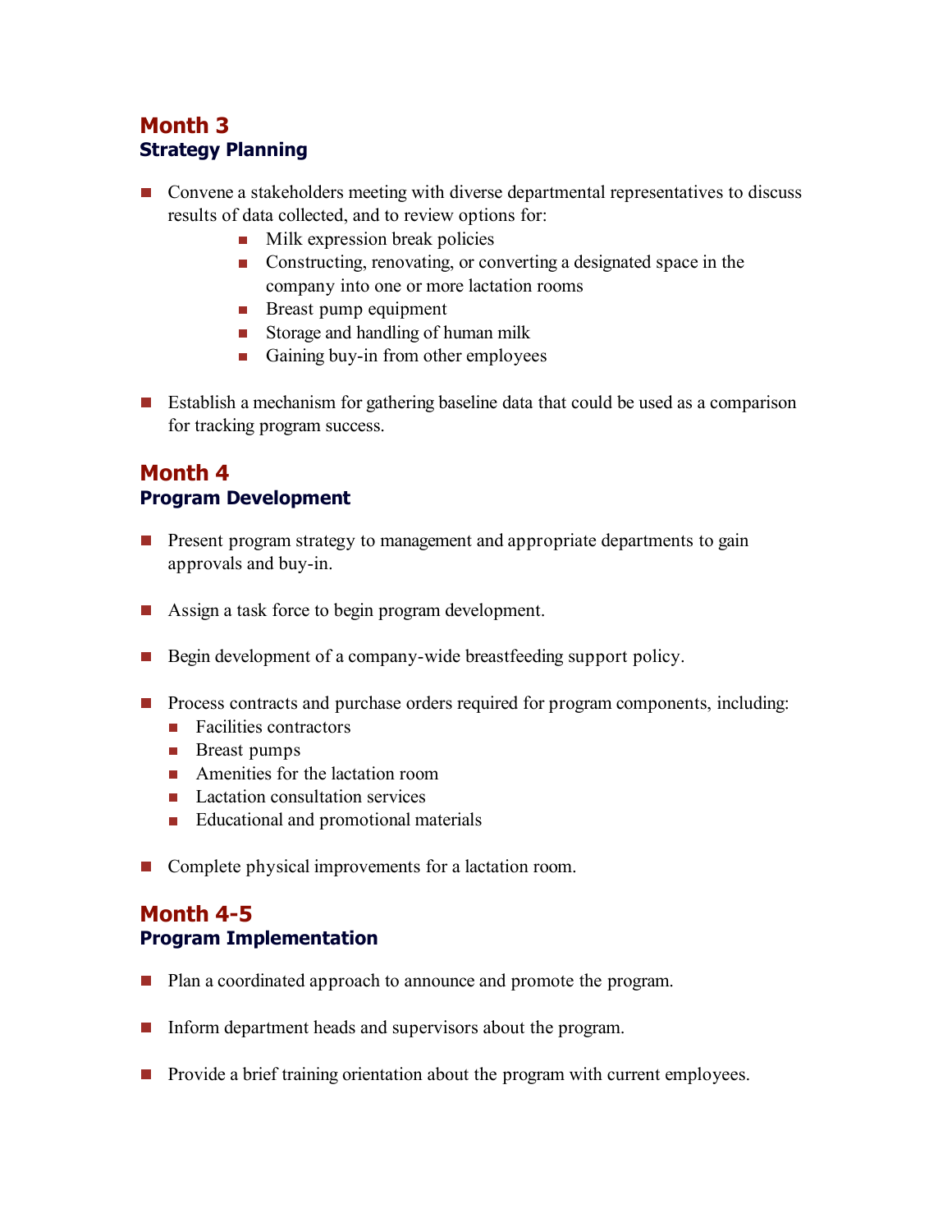## Month 3
### Strategy Planning

- Convene a stakeholders meeting with diverse departmental representatives to discuss results of data collected, and to review options for:
  - Milk expression break policies
  - Constructing, renovating, or converting a designated space in the company into one or more lactation rooms
  - Breast pump equipment
  - Storage and handling of human milk
  - Gaining buy-in from other employees

- Establish a mechanism for gathering baseline data that could be used as a comparison for tracking program success.

## Month 4
### Program Development

- Present program strategy to management and appropriate departments to gain approvals and buy-in.

- Assign a task force to begin program development.

- Begin development of a company-wide breastfeeding support policy.

- Process contracts and purchase orders required for program components, including:
  - Facilities contractors
  - Breast pumps
  - Amenities for the lactation room
  - Lactation consultation services
  - Educational and promotional materials

- Complete physical improvements for a lactation room.

## Month 4-5
### Program Implementation

- Plan a coordinated approach to announce and promote the program.

- Inform department heads and supervisors about the program.

- Provide a brief training orientation about the program with current employees.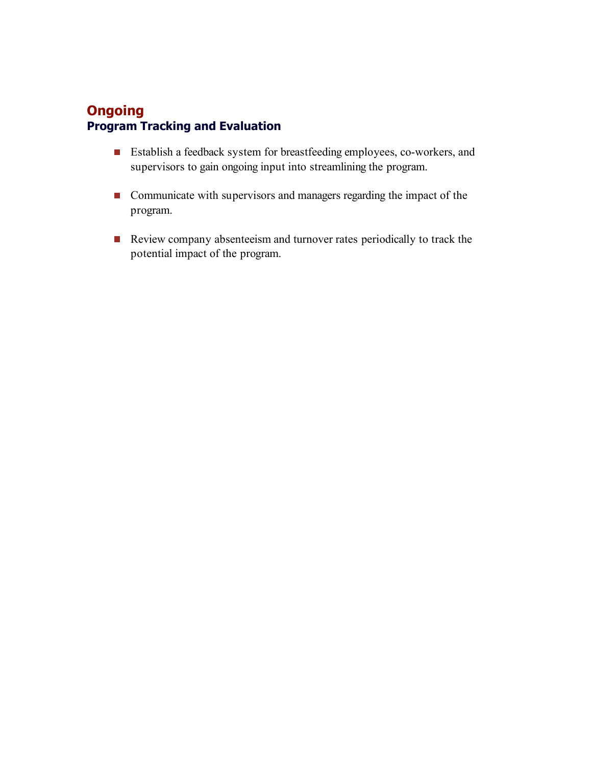## Ongoing

### Program Tracking and Evaluation

- Establish a feedback system for breastfeeding employees, co-workers, and supervisors to gain ongoing input into streamlining the program.
- Communicate with supervisors and managers regarding the impact of the program.
- Review company absenteeism and turnover rates periodically to track the potential impact of the program.